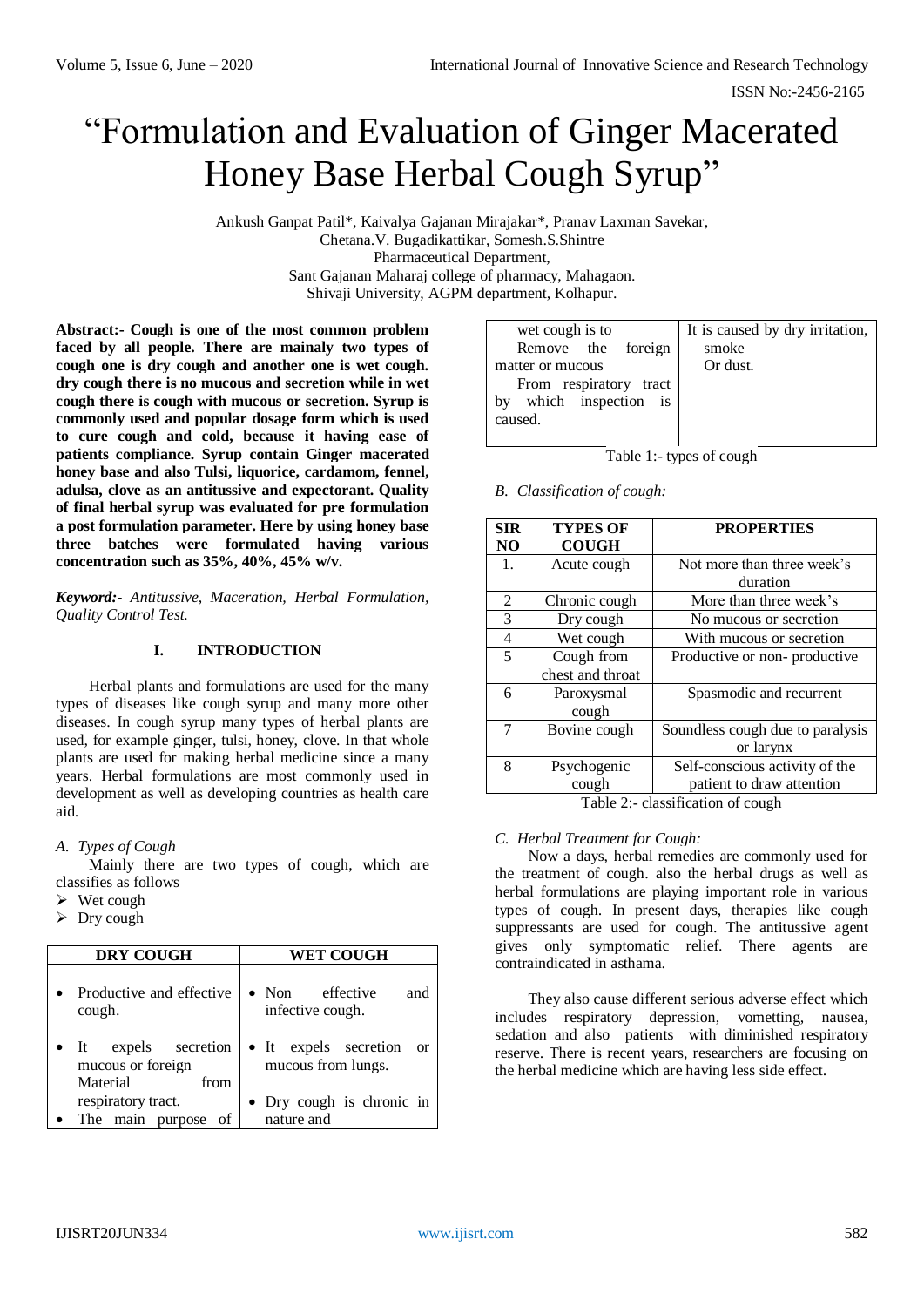# "Formulation and Evaluation of Ginger Macerated Honey Base Herbal Cough Syrup"

Ankush Ganpat Patil*, Kaivalya Gajanan Mirajakar*, Pranav Laxman Savekar, Chetana.V. Bugadikattikar, Somesh.S.Shintre
Pharmaceutical Department,
Sant Gajanan Maharaj college of pharmacy, Mahagaon.
Shivaji University, AGPM department, Kolhapur.

**Abstract:- Cough is one of the most common problem faced by all people. There are mainaly two types of cough one is dry cough and another one is wet cough. dry cough there is no mucous and secretion while in wet cough there is cough with mucous or secretion. Syrup is commonly used and popular dosage form which is used to cure cough and cold, because it having ease of patients compliance. Syrup contain Ginger macerated honey base and also Tulsi, liquorice, cardamom, fennel, adulsa, clove as an antitussive and expectorant. Quality of final herbal syrup was evaluated for pre formulation a post formulation parameter. Here by using honey base three batches were formulated having various concentration such as 35%, 40%, 45% w/v.**

***Keyword:-** Antitussive, Maceration, Herbal Formulation, Quality Control Test.*

## I. INTRODUCTION

Herbal plants and formulations are used for the many types of diseases like cough syrup and many more other diseases. In cough syrup many types of herbal plants are used, for example ginger, tulsi, honey, clove. In that whole plants are used for making herbal medicine since a many years. Herbal formulations are most commonly used in development as well as developing countries as health care aid.

### *A. Types of Cough*

Mainly there are two types of cough, which are classifies as follows

- Wet cough
- Dry cough

| DRY COUGH | WET COUGH |
|---|---|
| • Productive and effective cough.<br>• It expels secretion mucous or foreign Material from respiratory tract.<br>• The main purpose of wet cough is to Remove the foreign matter or mucous From respiratory tract by which inspection is caused. | • Non effective and infective cough.<br>• It expels secretion or mucous from lungs.<br>• Dry cough is chronic in nature and It is caused by dry irritation, smoke Or dust. |

Table 1:- types of cough

### *B. Classification of cough:*

| SIR NO | TYPES OF COUGH | PROPERTIES |
|---|---|---|
| 1. | Acute cough | Not more than three week's duration |
| 2 | Chronic cough | More than three week's |
| 3 | Dry cough | No mucous or secretion |
| 4 | Wet cough | With mucous or secretion |
| 5 | Cough from chest and throat | Productive or non- productive |
| 6 | Paroxysmal cough | Spasmodic and recurrent |
| 7 | Bovine cough | Soundless cough due to paralysis or larynx |
| 8 | Psychogenic cough | Self-conscious activity of the patient to draw attention |

Table 2:- classification of cough

### *C. Herbal Treatment for Cough:*

Now a days, herbal remedies are commonly used for the treatment of cough. also the herbal drugs as well as herbal formulations are playing important role in various types of cough. In present days, therapies like cough suppressants are used for cough. The antitussive agent gives only symptomatic relief. There agents are contraindicated in asthama.

They also cause different serious adverse effect which includes respiratory depression, vometting, nausea, sedation and also patients with diminished respiratory reserve. There is recent years, researchers are focusing on the herbal medicine which are having less side effect.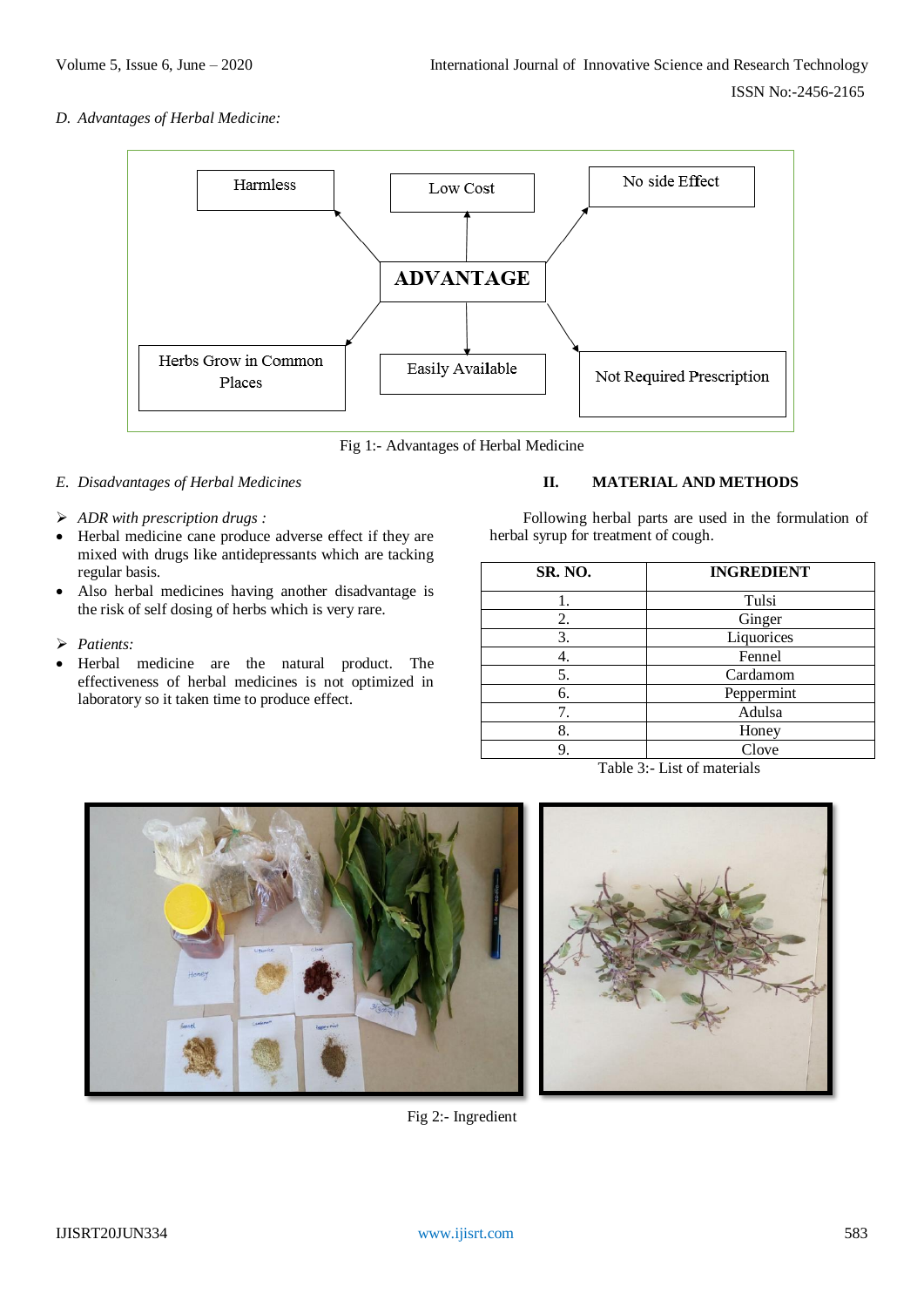### D. *Advantages of Herbal Medicine:*

ADVANTAGE

Harmless

Low Cost

No side Effect

Herbs Grow in Common Places

Easily Available

Not Required Prescription

Fig 1:- Advantages of Herbal Medicine

### E. *Disadvantages of Herbal Medicines*

- *ADR with prescription drugs :*
  - Herbal medicine cane produce adverse effect if they are mixed with drugs like antidepressants which are tacking regular basis.
  - Also herbal medicines having another disadvantage is the risk of self dosing of herbs which is very rare.
- *Patients:*
  - Herbal medicine are the natural product. The effectiveness of herbal medicines is not optimized in laboratory so it taken time to produce effect.

## II. MATERIAL AND METHODS

Following herbal parts are used in the formulation of herbal syrup for treatment of cough.

| SR. NO. | INGREDIENT |
|---|---|
| 1. | Tulsi |
| 2. | Ginger |
| 3. | Liquorices |
| 4. | Fennel |
| 5. | Cardamom |
| 6. | Peppermint |
| 7. | Adulsa |
| 8. | Honey |
| 9. | Clove |

Table 3:- List of materials

Fig 2:- Ingredient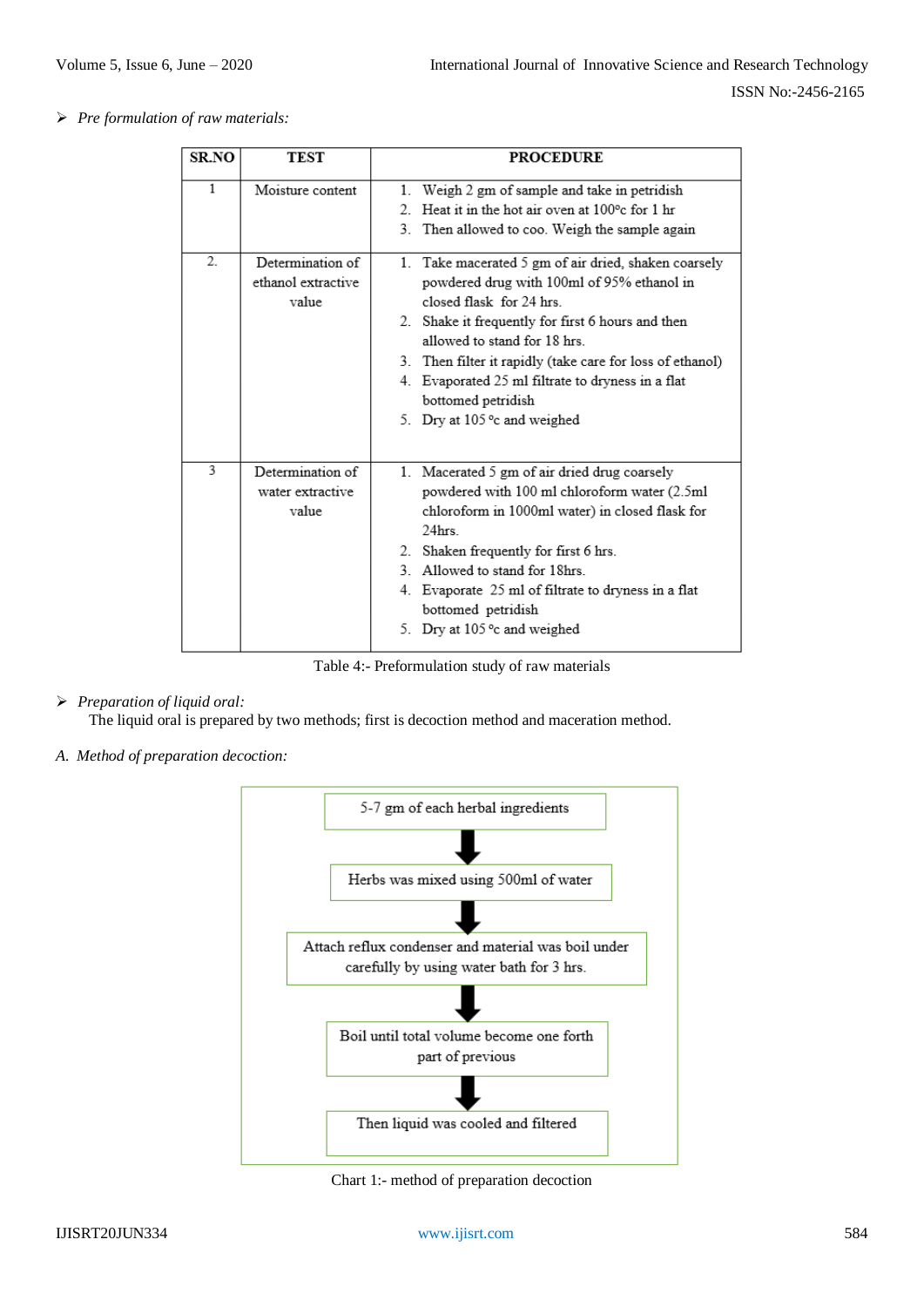➢ *Pre formulation of raw materials:*

| SR.NO | TEST | PROCEDURE |
|---|---|---|
| 1 | Moisture content | 1. Weigh 2 gm of sample and take in petridish<br>2. Heat it in the hot air oven at 100°c for 1 hr<br>3. Then allowed to coo. Weigh the sample again |
| 2. | Determination of ethanol extractive value | 1. Take macerated 5 gm of air dried, shaken coarsely powdered drug with 100ml of 95% ethanol in closed flask for 24 hrs.<br>2. Shake it frequently for first 6 hours and then allowed to stand for 18 hrs.<br>3. Then filter it rapidly (take care for loss of ethanol)<br>4. Evaporated 25 ml filtrate to dryness in a flat bottomed petridish<br>5. Dry at 105 °c and weighed |
| 3 | Determination of water extractive value | 1. Macerated 5 gm of air dried drug coarsely powdered with 100 ml chloroform water (2.5ml chloroform in 1000ml water) in closed flask for 24hrs.<br>2. Shaken frequently for first 6 hrs.<br>3. Allowed to stand for 18hrs.<br>4. Evaporate 25 ml of filtrate to dryness in a flat bottomed petridish<br>5. Dry at 105 °c and weighed |

Table 4:- Preformulation study of raw materials

➢ *Preparation of liquid oral:*

The liquid oral is prepared by two methods; first is decoction method and maceration method.

*A. Method of preparation decoction:*

5-7 gm of each herbal ingredients

↓

Herbs was mixed using 500ml of water

↓

Attach reflux condenser and material was boil under carefully by using water bath for 3 hrs.

↓

Boil until total volume become one forth part of previous

↓

Then liquid was cooled and filtered

Chart 1:- method of preparation decoction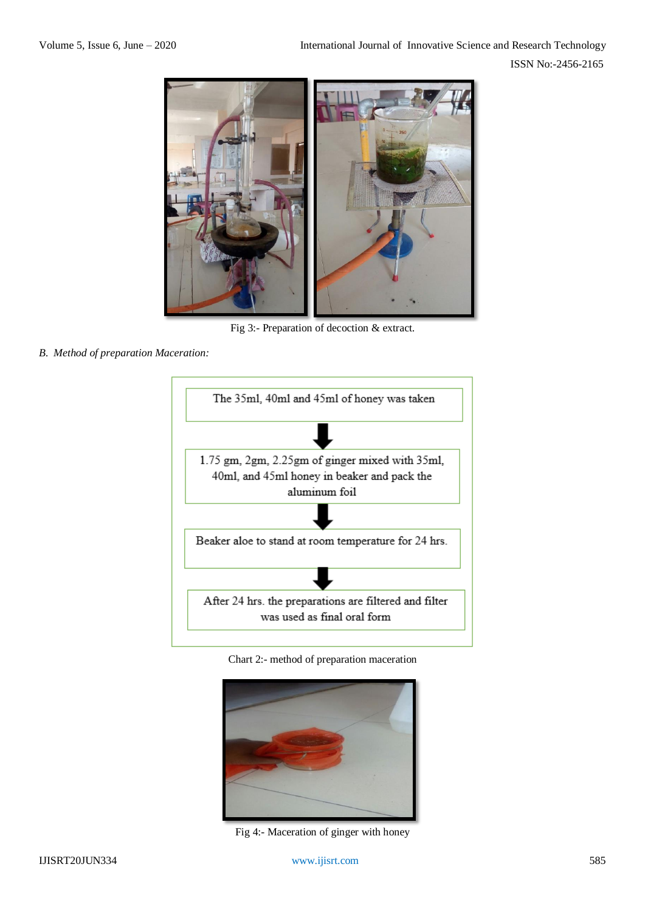Fig 3:- Preparation of decoction & extract.

*B. Method of preparation Maceration:*

The 35ml, 40ml and 45ml of honey was taken

↓

1.75 gm, 2gm, 2.25gm of ginger mixed with 35ml, 40ml, and 45ml honey in beaker and pack the aluminum foil

↓

Beaker aloe to stand at room temperature for 24 hrs.

↓

After 24 hrs. the preparations are filtered and filter was used as final oral form

Chart 2:- method of preparation maceration

Fig 4:- Maceration of ginger with honey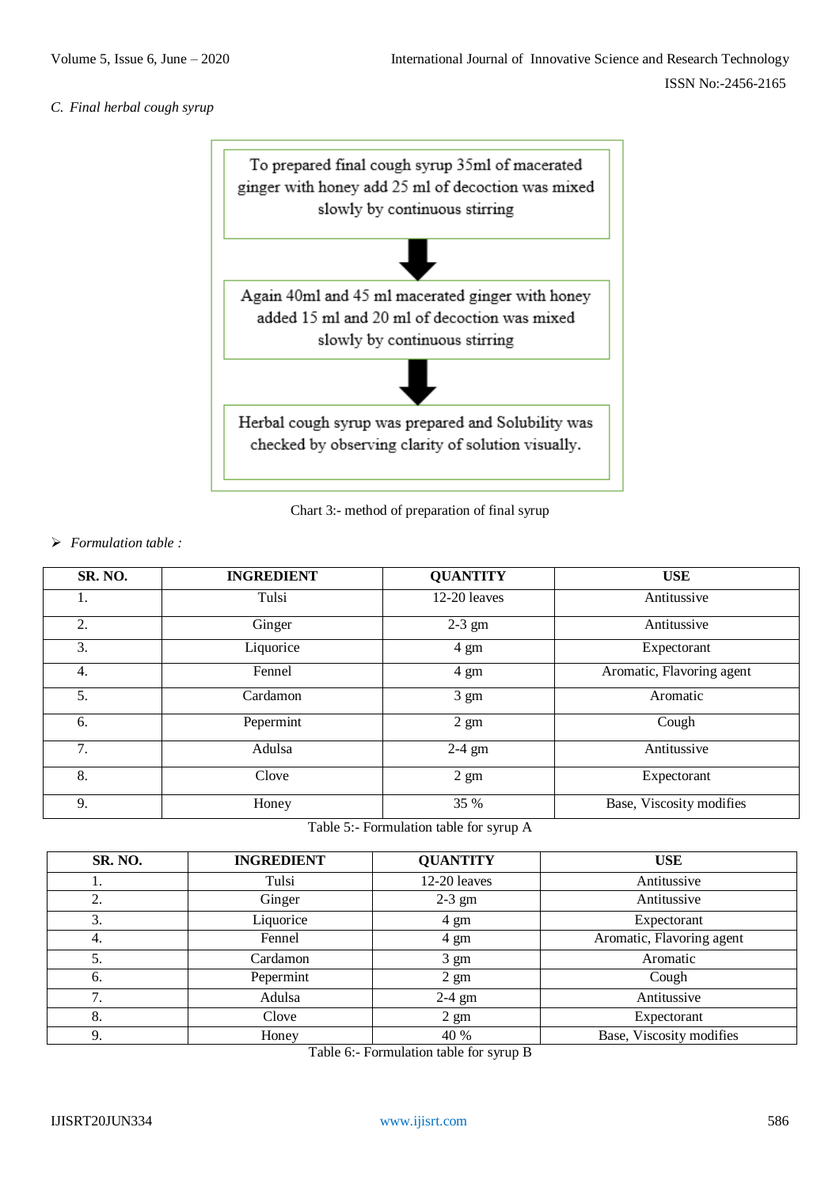*C. Final herbal cough syrup*

To prepared final cough syrup 35ml of macerated ginger with honey add 25 ml of decoction was mixed slowly by continuous stirring

↓

Again 40ml and 45 ml macerated ginger with honey added 15 ml and 20 ml of decoction was mixed slowly by continuous stirring

↓

Herbal cough syrup was prepared and Solubility was checked by observing clarity of solution visually.

Chart 3:- method of preparation of final syrup

➢ *Formulation table :*

| SR. NO. | INGREDIENT | QUANTITY | USE |
|---|---|---|---|
| 1. | Tulsi | 12-20 leaves | Antitussive |
| 2. | Ginger | 2-3 gm | Antitussive |
| 3. | Liquorice | 4 gm | Expectorant |
| 4. | Fennel | 4 gm | Aromatic, Flavoring agent |
| 5. | Cardamon | 3 gm | Aromatic |
| 6. | Pepermint | 2 gm | Cough |
| 7. | Adulsa | 2-4 gm | Antitussive |
| 8. | Clove | 2 gm | Expectorant |
| 9. | Honey | 35 % | Base, Viscosity modifies |

Table 5:- Formulation table for syrup A

| SR. NO. | INGREDIENT | QUANTITY | USE |
|---|---|---|---|
| 1. | Tulsi | 12-20 leaves | Antitussive |
| 2. | Ginger | 2-3 gm | Antitussive |
| 3. | Liquorice | 4 gm | Expectorant |
| 4. | Fennel | 4 gm | Aromatic, Flavoring agent |
| 5. | Cardamon | 3 gm | Aromatic |
| 6. | Pepermint | 2 gm | Cough |
| 7. | Adulsa | 2-4 gm | Antitussive |
| 8. | Clove | 2 gm | Expectorant |
| 9. | Honey | 40 % | Base, Viscosity modifies |

Table 6:- Formulation table for syrup B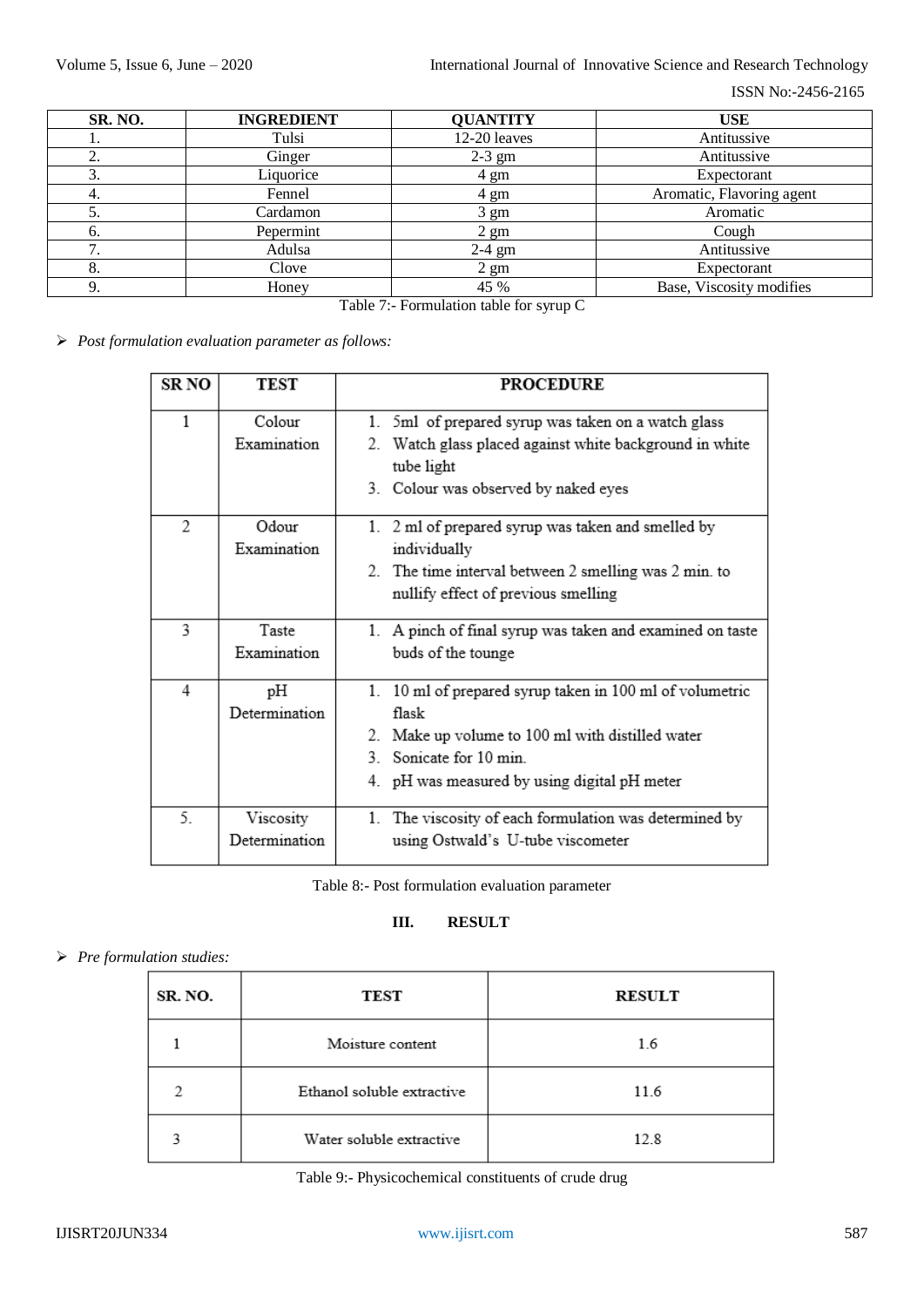| SR. NO. | INGREDIENT | QUANTITY | USE |
|---|---|---|---|
| 1. | Tulsi | 12-20 leaves | Antitussive |
| 2. | Ginger | 2-3 gm | Antitussive |
| 3. | Liquorice | 4 gm | Expectorant |
| 4. | Fennel | 4 gm | Aromatic, Flavoring agent |
| 5. | Cardamon | 3 gm | Aromatic |
| 6. | Pepermint | 2 gm | Cough |
| 7. | Adulsa | 2-4 gm | Antitussive |
| 8. | Clove | 2 gm | Expectorant |
| 9. | Honey | 45 % | Base, Viscosity modifies |

Table 7:- Formulation table for syrup C

- *Post formulation evaluation parameter as follows:*

| SR NO | TEST | PROCEDURE |
|---|---|---|
| 1 | Colour Examination | 1. 5ml of prepared syrup was taken on a watch glass<br>2. Watch glass placed against white background in white tube light<br>3. Colour was observed by naked eyes |
| 2 | Odour Examination | 1. 2 ml of prepared syrup was taken and smelled by individually<br>2. The time interval between 2 smelling was 2 min. to nullify effect of previous smelling |
| 3 | Taste Examination | 1. A pinch of final syrup was taken and examined on taste buds of the tounge |
| 4 | pH Determination | 1. 10 ml of prepared syrup taken in 100 ml of volumetric flask<br>2. Make up volume to 100 ml with distilled water<br>3. Sonicate for 10 min.<br>4. pH was measured by using digital pH meter |
| 5. | Viscosity Determination | 1. The viscosity of each formulation was determined by using Ostwald's U-tube viscometer |

Table 8:- Post formulation evaluation parameter

## III. RESULT

- *Pre formulation studies:*

| SR. NO. | TEST | RESULT |
|---|---|---|
| 1 | Moisture content | 1.6 |
| 2 | Ethanol soluble extractive | 11.6 |
| 3 | Water soluble extractive | 12.8 |

Table 9:- Physicochemical constituents of crude drug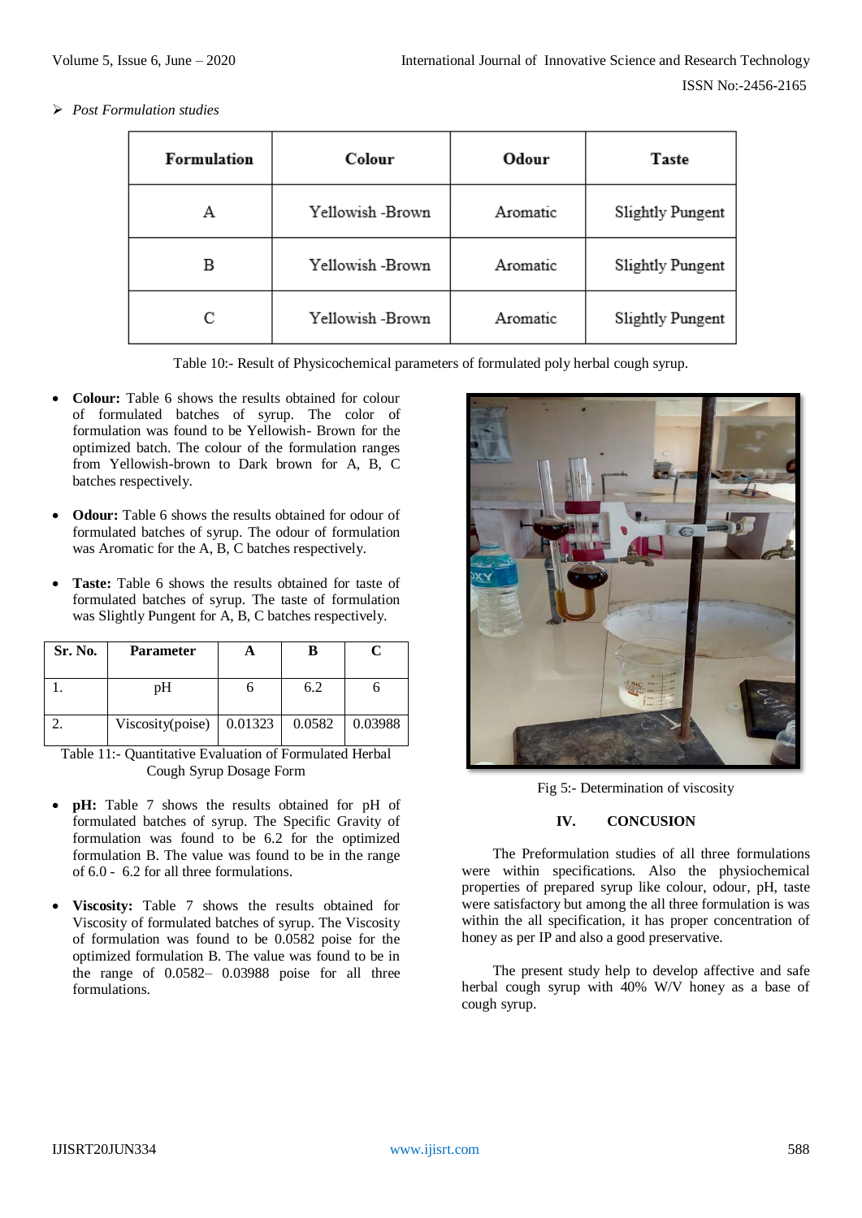➢ *Post Formulation studies*

| Formulation | Colour | Odour | Taste |
|---|---|---|---|
| A | Yellowish -Brown | Aromatic | Slightly Pungent |
| B | Yellowish -Brown | Aromatic | Slightly Pungent |
| C | Yellowish -Brown | Aromatic | Slightly Pungent |

Table 10:- Result of Physicochemical parameters of formulated poly herbal cough syrup.

- **Colour:** Table 6 shows the results obtained for colour of formulated batches of syrup. The color of formulation was found to be Yellowish- Brown for the optimized batch. The colour of the formulation ranges from Yellowish-brown to Dark brown for A, B, C batches respectively.

- **Odour:** Table 6 shows the results obtained for odour of formulated batches of syrup. The odour of formulation was Aromatic for the A, B, C batches respectively.

- **Taste:** Table 6 shows the results obtained for taste of formulated batches of syrup. The taste of formulation was Slightly Pungent for A, B, C batches respectively.

| Sr. No. | Parameter | A | B | C |
|---|---|---|---|---|
| 1. | pH | 6 | 6.2 | 6 |
| 2. | Viscosity(poise) | 0.01323 | 0.0582 | 0.03988 |

Table 11:- Quantitative Evaluation of Formulated Herbal Cough Syrup Dosage Form

- **pH:** Table 7 shows the results obtained for pH of formulated batches of syrup. The Specific Gravity of formulation was found to be 6.2 for the optimized formulation B. The value was found to be in the range of 6.0 - 6.2 for all three formulations.

- **Viscosity:** Table 7 shows the results obtained for Viscosity of formulated batches of syrup. The Viscosity of formulation was found to be 0.0582 poise for the optimized formulation B. The value was found to be in the range of 0.0582– 0.03988 poise for all three formulations.

Fig 5:- Determination of viscosity

## IV. CONCUSION

The Preformulation studies of all three formulations were within specifications. Also the physiochemical properties of prepared syrup like colour, odour, pH, taste were satisfactory but among the all three formulation is was within the all specification, it has proper concentration of honey as per IP and also a good preservative.

The present study help to develop affective and safe herbal cough syrup with 40% W/V honey as a base of cough syrup.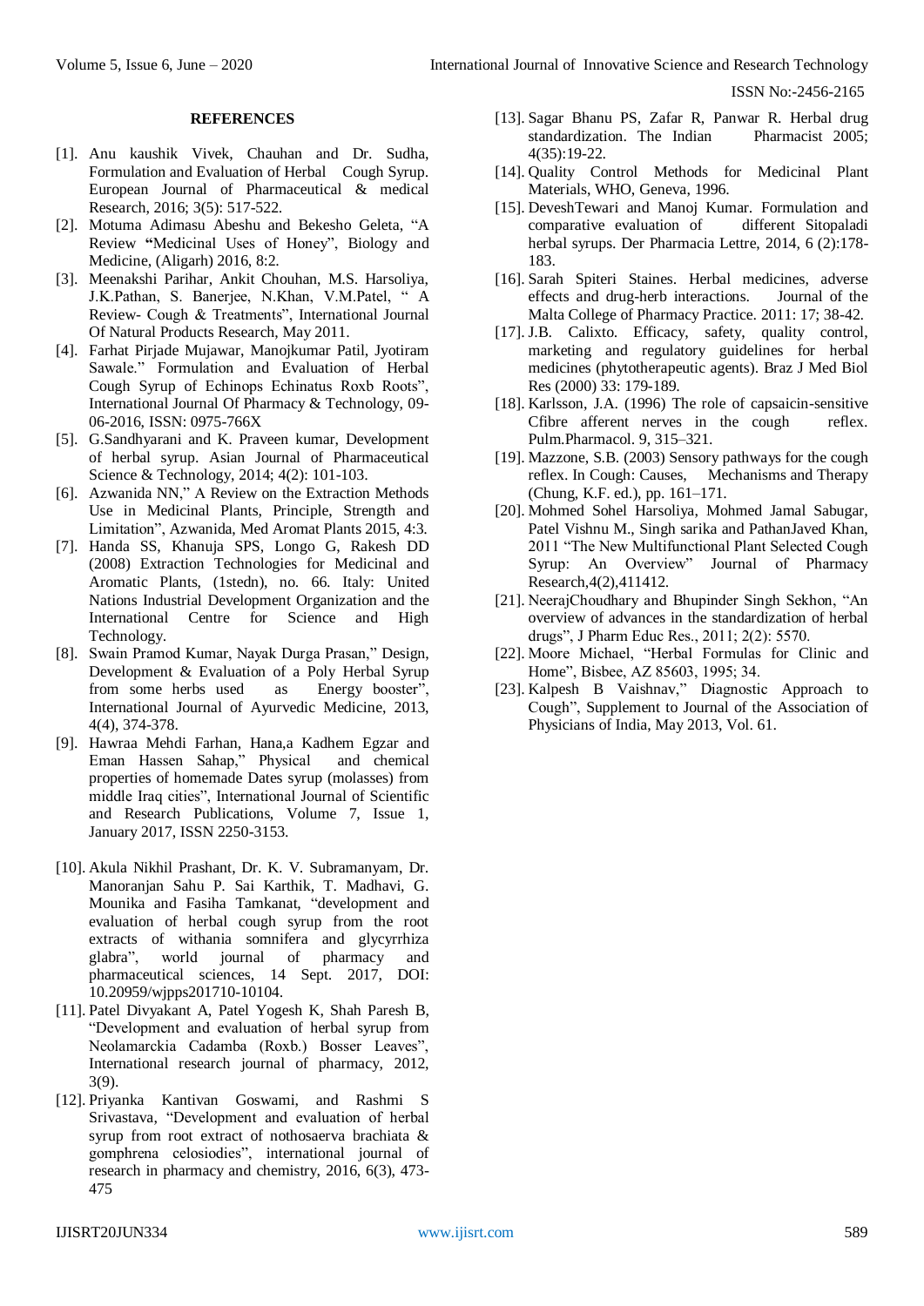## REFERENCES

[1]. Anu kaushik Vivek, Chauhan and Dr. Sudha, Formulation and Evaluation of Herbal Cough Syrup. European Journal of Pharmaceutical & medical Research, 2016; 3(5): 517-522.

[2]. Motuma Adimasu Abeshu and Bekesho Geleta, "A Review "Medicinal Uses of Honey", Biology and Medicine, (Aligarh) 2016, 8:2.

[3]. Meenakshi Parihar, Ankit Chouhan, M.S. Harsoliya, J.K.Pathan, S. Banerjee, N.Khan, V.M.Patel, " A Review- Cough & Treatments", International Journal Of Natural Products Research, May 2011.

[4]. Farhat Pirjade Mujawar, Manojkumar Patil, Jyotiram Sawale." Formulation and Evaluation of Herbal Cough Syrup of Echinops Echinatus Roxb Roots", International Journal Of Pharmacy & Technology, 09-06-2016, ISSN: 0975-766X

[5]. G.Sandhyarani and K. Praveen kumar, Development of herbal syrup. Asian Journal of Pharmaceutical Science & Technology, 2014; 4(2): 101-103.

[6]. Azwanida NN," A Review on the Extraction Methods Use in Medicinal Plants, Principle, Strength and Limitation", Azwanida, Med Aromat Plants 2015, 4:3.

[7]. Handa SS, Khanuja SPS, Longo G, Rakesh DD (2008) Extraction Technologies for Medicinal and Aromatic Plants, (1stedn), no. 66. Italy: United Nations Industrial Development Organization and the International Centre for Science and High Technology.

[8]. Swain Pramod Kumar, Nayak Durga Prasan," Design, Development & Evaluation of a Poly Herbal Syrup from some herbs used as Energy booster", International Journal of Ayurvedic Medicine, 2013, 4(4), 374-378.

[9]. Hawraa Mehdi Farhan, Hana,a Kadhem Egzar and Eman Hassen Sahap," Physical and chemical properties of homemade Dates syrup (molasses) from middle Iraq cities", International Journal of Scientific and Research Publications, Volume 7, Issue 1, January 2017, ISSN 2250-3153.

[10]. Akula Nikhil Prashant, Dr. K. V. Subramanyam, Dr. Manoranjan Sahu P. Sai Karthik, T. Madhavi, G. Mounika and Fasiha Tamkanat, "development and evaluation of herbal cough syrup from the root extracts of withania somnifera and glycyrrhiza glabra", world journal of pharmacy and pharmaceutical sciences, 14 Sept. 2017, DOI: 10.20959/wjpps201710-10104.

[11]. Patel Divyakant A, Patel Yogesh K, Shah Paresh B, "Development and evaluation of herbal syrup from Neolamarckia Cadamba (Roxb.) Bosser Leaves", International research journal of pharmacy, 2012, 3(9).

[12]. Priyanka Kantivan Goswami, and Rashmi S Srivastava, "Development and evaluation of herbal syrup from root extract of nothosaerva brachiata & gomphrena celosiodies", international journal of research in pharmacy and chemistry, 2016, 6(3), 473-475

[13]. Sagar Bhanu PS, Zafar R, Panwar R. Herbal drug standardization. The Indian Pharmacist 2005; 4(35):19-22.

[14]. Quality Control Methods for Medicinal Plant Materials, WHO, Geneva, 1996.

[15]. DeveshTewari and Manoj Kumar. Formulation and comparative evaluation of different Sitopaladi herbal syrups. Der Pharmacia Lettre, 2014, 6 (2):178-183.

[16]. Sarah Spiteri Staines. Herbal medicines, adverse effects and drug-herb interactions. Journal of the Malta College of Pharmacy Practice. 2011: 17; 38-42.

[17]. J.B. Calixto. Efficacy, safety, quality control, marketing and regulatory guidelines for herbal medicines (phytotherapeutic agents). Braz J Med Biol Res (2000) 33: 179-189.

[18]. Karlsson, J.A. (1996) The role of capsaicin-sensitive Cfibre afferent nerves in the cough reflex. Pulm.Pharmacol. 9, 315–321.

[19]. Mazzone, S.B. (2003) Sensory pathways for the cough reflex. In Cough: Causes, Mechanisms and Therapy (Chung, K.F. ed.), pp. 161–171.

[20]. Mohmed Sohel Harsoliya, Mohmed Jamal Sabugar, Patel Vishnu M., Singh sarika and PathanJaved Khan, 2011 "The New Multifunctional Plant Selected Cough Syrup: An Overview" Journal of Pharmacy Research,4(2),411412.

[21]. NeerajChoudhary and Bhupinder Singh Sekhon, "An overview of advances in the standardization of herbal drugs", J Pharm Educ Res., 2011; 2(2): 5570.

[22]. Moore Michael, "Herbal Formulas for Clinic and Home", Bisbee, AZ 85603, 1995; 34.

[23]. Kalpesh B Vaishnav," Diagnostic Approach to Cough", Supplement to Journal of the Association of Physicians of India, May 2013, Vol. 61.